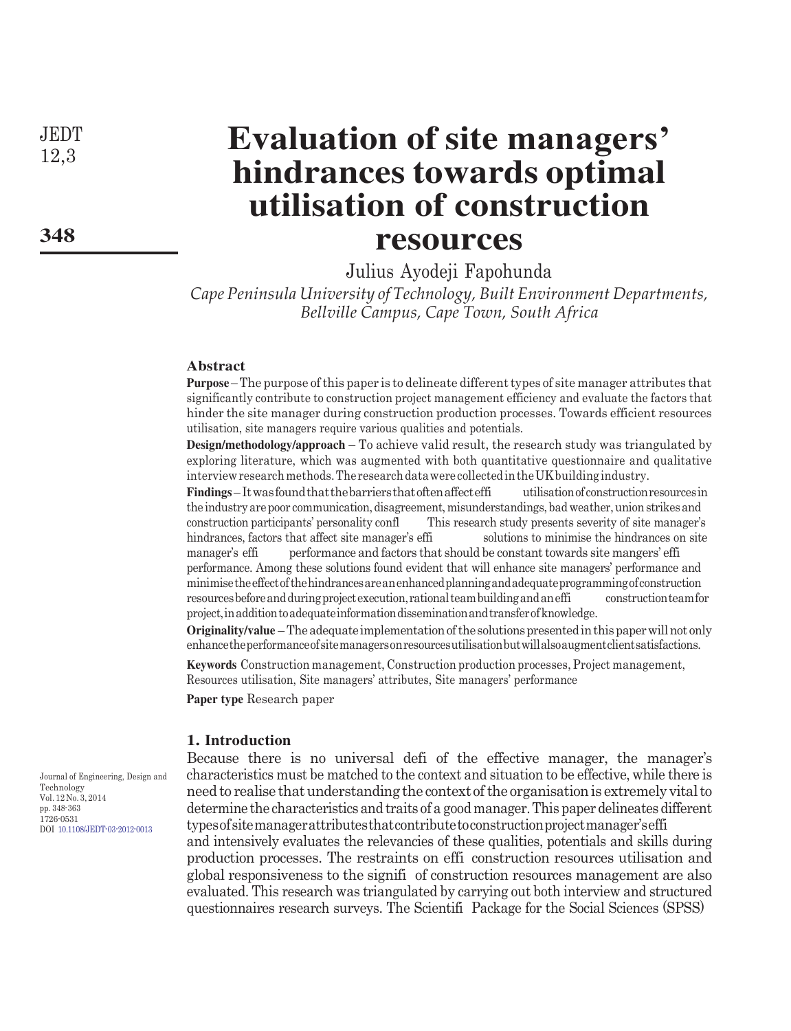# Evaluation of site managers' hindrances towards optimal utilisation of construction resources

Julius Ayodeji Fapohunda

*Cape Peninsula University of Technology, Built Environment Departments, Bellville Campus, Cape Town, South Africa*

## Abstract

**Purpose** – The purpose of this paper is to delineate different types of site manager attributes that significantly contribute to construction project management efficiency and evaluate the factors that hinder the site manager during construction production processes. Towards efficient resources utilisation, site managers require various qualities and potentials.

**Design/methodology/approach** – To achieve valid result, the research study was triangulated by exploring literature, which was augmented with both quantitative questionnaire and qualitative interview research methods. The research data were collected in the UK building industry.

**Findings** – It was found that the barriers that often affect effi utilisation of construction resources in the industry are poor communication, disagreement, misunderstandings, bad weather, union strikes and construction participants' personality confl This research study presents severity of site manager's hindrances, factors that affect site manager's effi solutions to minimise the hindrances on site manager's effi performance and factors that should be constant towards site mangers' effi performance. Among these solutions found evident that will enhance site managers' performance and minimise the effect of the hindrances are an enhanced planning and adequate programming of construction resources before and during project execution, rational team building and an effi construction team for project, in addition to adequate information dissemination and transfer of knowledge.

**Originality/value** – The adequate implementation of the solutions presented in this paper will not only enhance the performance of site managers on resources utilisation but will also augment client satisfactions.

**Keywords** Construction management, Construction production processes, Project management, Resources utilisation, Site managers' attributes, Site managers' performance

**Paper type** Research paper

## 1. Introduction

Because there is no universal defi of the effective manager, the manager's characteristics must be matched to the context and situation to be effective, while there is need to realise that understanding the context of the organisation is extremely vital to determine the characteristics and traits of a good manager. This paper delineates different types of site manager attributes that contribute to construction project manager's effi and intensively evaluates the relevancies of these qualities, potentials and skills during production processes. The restraints on effi construction resources utilisation and global responsiveness to the signifi of construction resources management are also evaluated. This research was triangulated by carrying out both interview and structured questionnaires research surveys. The Scientifi Package for the Social Sciences (SPSS)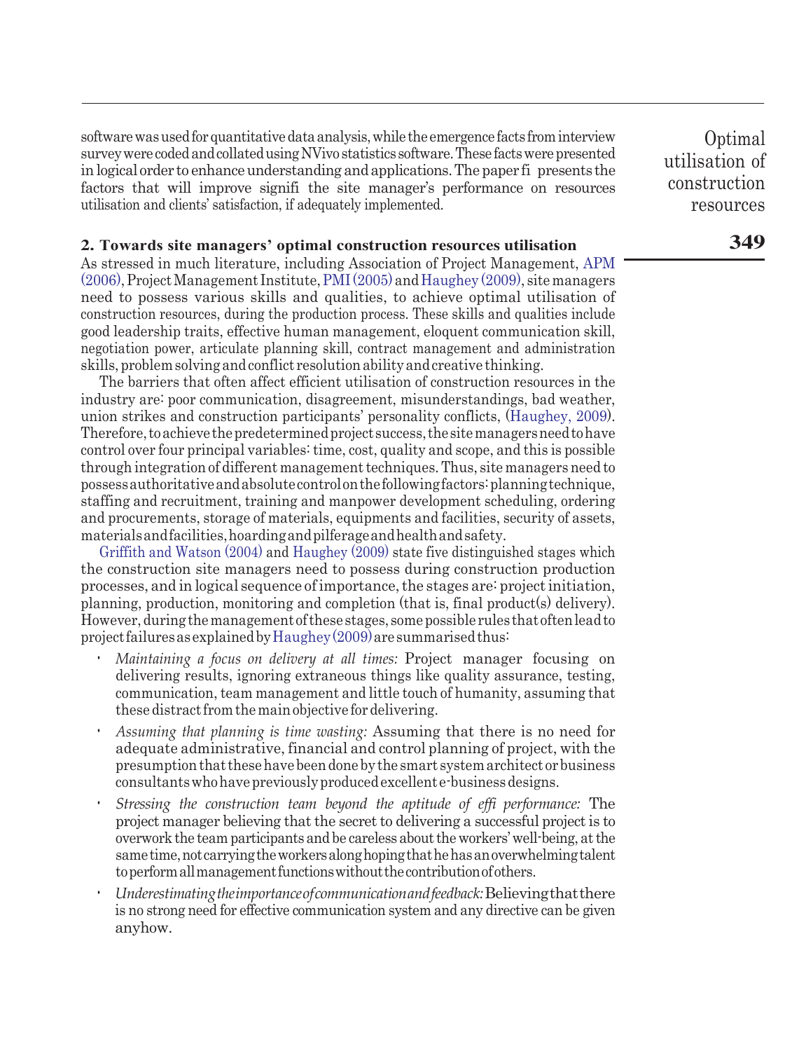software was used for quantitative data analysis, while the emergence facts from interview survey were coded and collated using NVivo statistics software. These facts were presented in logical order to enhance understanding and applications. The paper fi presents the factors that will improve signifi the site manager's performance on resources utilisation and clients' satisfaction, if adequately implemented.

## 2. Towards site managers' optimal construction resources utilisation

As stressed in much literature, including Association of Project Management, APM (2006), Project Management Institute, PMI (2005) and Haughey (2009), site managers need to possess various skills and qualities, to achieve optimal utilisation of construction resources, during the production process. These skills and qualities include good leadership traits, effective human management, eloquent communication skill, negotiation power, articulate planning skill, contract management and administration skills, problem solving and conflict resolution ability and creative thinking.

The barriers that often affect efficient utilisation of construction resources in the industry are: poor communication, disagreement, misunderstandings, bad weather, union strikes and construction participants' personality conflicts, (Haughey, 2009). Therefore, to achieve the predetermined project success, the site managers need to have control over four principal variables: time, cost, quality and scope, and this is possible through integration of different management techniques. Thus, site managers need to possess authoritative and absolute control on the following factors: planning technique, staffing and recruitment, training and manpower development scheduling, ordering and procurements, storage of materials, equipments and facilities, security of assets, materials and facilities, hoarding and pilferage and health and safety.

Griffith and Watson (2004) and Haughey (2009) state five distinguished stages which the construction site managers need to possess during construction production processes, and in logical sequence of importance, the stages are: project initiation, planning, production, monitoring and completion (that is, final product(s) delivery). However, during the management of these stages, some possible rules that often lead to project failures as explained by Haughey (2009) are summarised thus:

- *Maintaining a focus on delivery at all times:* Project manager focusing on delivering results, ignoring extraneous things like quality assurance, testing, communication, team management and little touch of humanity, assuming that these distract from the main objective for delivering.
- *Assuming that planning is time wasting:* Assuming that there is no need for adequate administrative, financial and control planning of project, with the presumption that these have been done by the smart system architect or business consultants who have previously produced excellent e-business designs.
- *Stressing the construction team beyond the aptitude of effi performance:* The project manager believing that the secret to delivering a successful project is to overwork the team participants and be careless about the workers' well-being, at the same time, not carrying the workers along hoping that he has an overwhelming talent to perform all management functions without the contribution of others.
- *Underestimating the importance of communication and feedback:* Believing that there is no strong need for effective communication system and any directive can be given anyhow.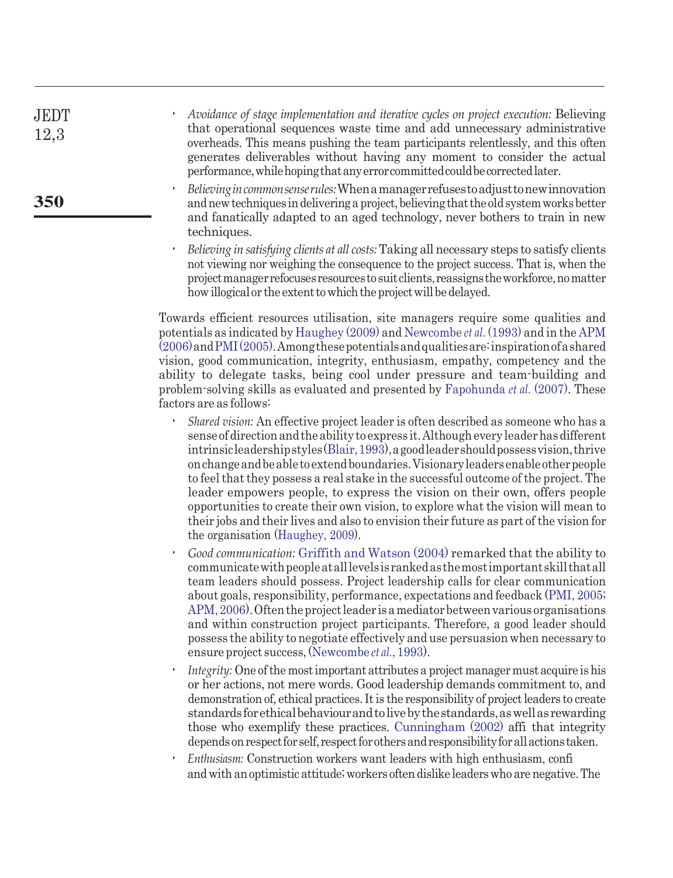- *Avoidance of stage implementation and iterative cycles on project execution:* Believing that operational sequences waste time and add unnecessary administrative overheads. This means pushing the team participants relentlessly, and this often generates deliverables without having any moment to consider the actual performance, while hoping that any error committed could be corrected later.
- *Believing in common sense rules:* When a manager refuses to adjust to new innovation and new techniques in delivering a project, believing that the old system works better and fanatically adapted to an aged technology, never bothers to train in new techniques.
- *Believing in satisfying clients at all costs:* Taking all necessary steps to satisfy clients not viewing nor weighing the consequence to the project success. That is, when the project manager refocuses resources to suit clients, reassigns the workforce, no matter how illogical or the extent to which the project will be delayed.

Towards efficient resources utilisation, site managers require some qualities and potentials as indicated by Haughey (2009) and Newcombe *et al.* (1993) and in the APM (2006) and PMI (2005). Among these potentials and qualities are: inspiration of a shared vision, good communication, integrity, enthusiasm, empathy, competency and the ability to delegate tasks, being cool under pressure and team-building and problem-solving skills as evaluated and presented by Fapohunda *et al.* (2007). These factors are as follows:

- *Shared vision:* An effective project leader is often described as someone who has a sense of direction and the ability to express it. Although every leader has different intrinsic leadership styles (Blair, 1993), a good leader should possess vision, thrive on change and be able to extend boundaries. Visionary leaders enable other people to feel that they possess a real stake in the successful outcome of the project. The leader empowers people, to express the vision on their own, offers people opportunities to create their own vision, to explore what the vision will mean to their jobs and their lives and also to envision their future as part of the vision for the organisation (Haughey, 2009).
- *Good communication:* Griffith and Watson (2004) remarked that the ability to communicate with people at all levels is ranked as the most important skill that all team leaders should possess. Project leadership calls for clear communication about goals, responsibility, performance, expectations and feedback (PMI, 2005; APM, 2006). Often the project leader is a mediator between various organisations and within construction project participants. Therefore, a good leader should possess the ability to negotiate effectively and use persuasion when necessary to ensure project success, (Newcombe *et al.*, 1993).
- *Integrity:* One of the most important attributes a project manager must acquire is his or her actions, not mere words. Good leadership demands commitment to, and demonstration of, ethical practices. It is the responsibility of project leaders to create standards for ethical behaviour and to live by the standards, as well as rewarding those who exemplify these practices. Cunningham (2002) affi that integrity depends on respect for self, respect for others and responsibility for all actions taken.
- *Enthusiasm:* Construction workers want leaders with high enthusiasm, confi and with an optimistic attitude; workers often dislike leaders who are negative. The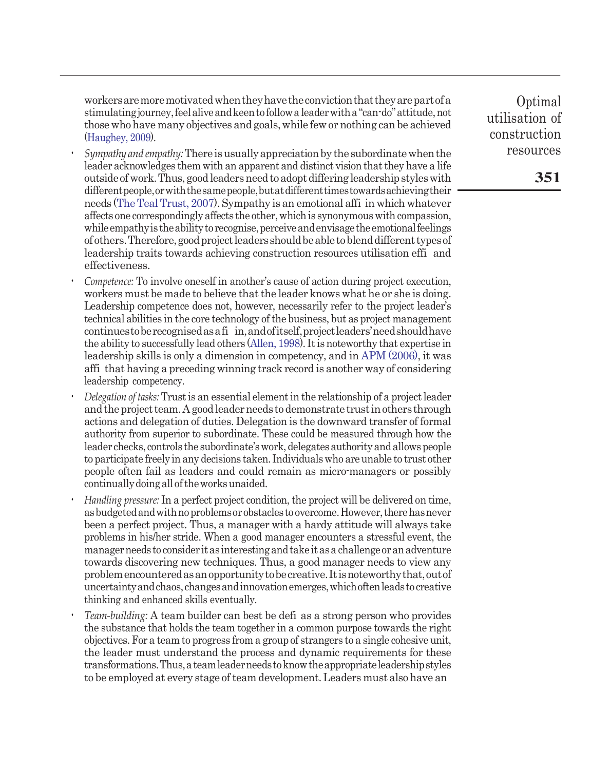workers are more motivated when they have the conviction that they are part of a stimulating journey, feel alive and keen to follow a leader with a "can-do" attitude, not those who have many objectives and goals, while few or nothing can be achieved (Haughey, 2009).

- *Sympathy and empathy:* There is usually appreciation by the subordinate when the leader acknowledges them with an apparent and distinct vision that they have a life outside of work. Thus, good leaders need to adopt differing leadership styles with different people, or with the same people, but at different times towards achieving their needs (The Teal Trust, 2007). Sympathy is an emotional affi in which whatever affects one correspondingly affects the other, which is synonymous with compassion, while empathy is the ability to recognise, perceive and envisage the emotional feelings of others. Therefore, good project leaders should be able to blend different types of leadership traits towards achieving construction resources utilisation effi and effectiveness.
- *Competence:* To involve oneself in another's cause of action during project execution, workers must be made to believe that the leader knows what he or she is doing. Leadership competence does not, however, necessarily refer to the project leader's technical abilities in the core technology of the business, but as project management continues to be recognised as a fi in, and of itself, project leaders' need should have the ability to successfully lead others (Allen, 1998). It is noteworthy that expertise in leadership skills is only a dimension in competency, and in APM (2006), it was affi that having a preceding winning track record is another way of considering leadership competency.
- *Delegation of tasks:* Trust is an essential element in the relationship of a project leader and the project team. A good leader needs to demonstrate trust in others through actions and delegation of duties. Delegation is the downward transfer of formal authority from superior to subordinate. These could be measured through how the leader checks, controls the subordinate's work, delegates authority and allows people to participate freely in any decisions taken. Individuals who are unable to trust other people often fail as leaders and could remain as micro-managers or possibly continually doing all of the works unaided.
- *Handling pressure:* In a perfect project condition, the project will be delivered on time, as budgeted and with no problems or obstacles to overcome. However, there has never been a perfect project. Thus, a manager with a hardy attitude will always take problems in his/her stride. When a good manager encounters a stressful event, the manager needs to consider it as interesting and take it as a challenge or an adventure towards discovering new techniques. Thus, a good manager needs to view any problem encountered as an opportunity to be creative. It is noteworthy that, out of uncertainty and chaos, changes and innovation emerges, which often leads to creative thinking and enhanced skills eventually.
- *Team-building:* A team builder can best be defi as a strong person who provides the substance that holds the team together in a common purpose towards the right objectives. For a team to progress from a group of strangers to a single cohesive unit, the leader must understand the process and dynamic requirements for these transformations. Thus, a team leader needs to know the appropriate leadership styles to be employed at every stage of team development. Leaders must also have an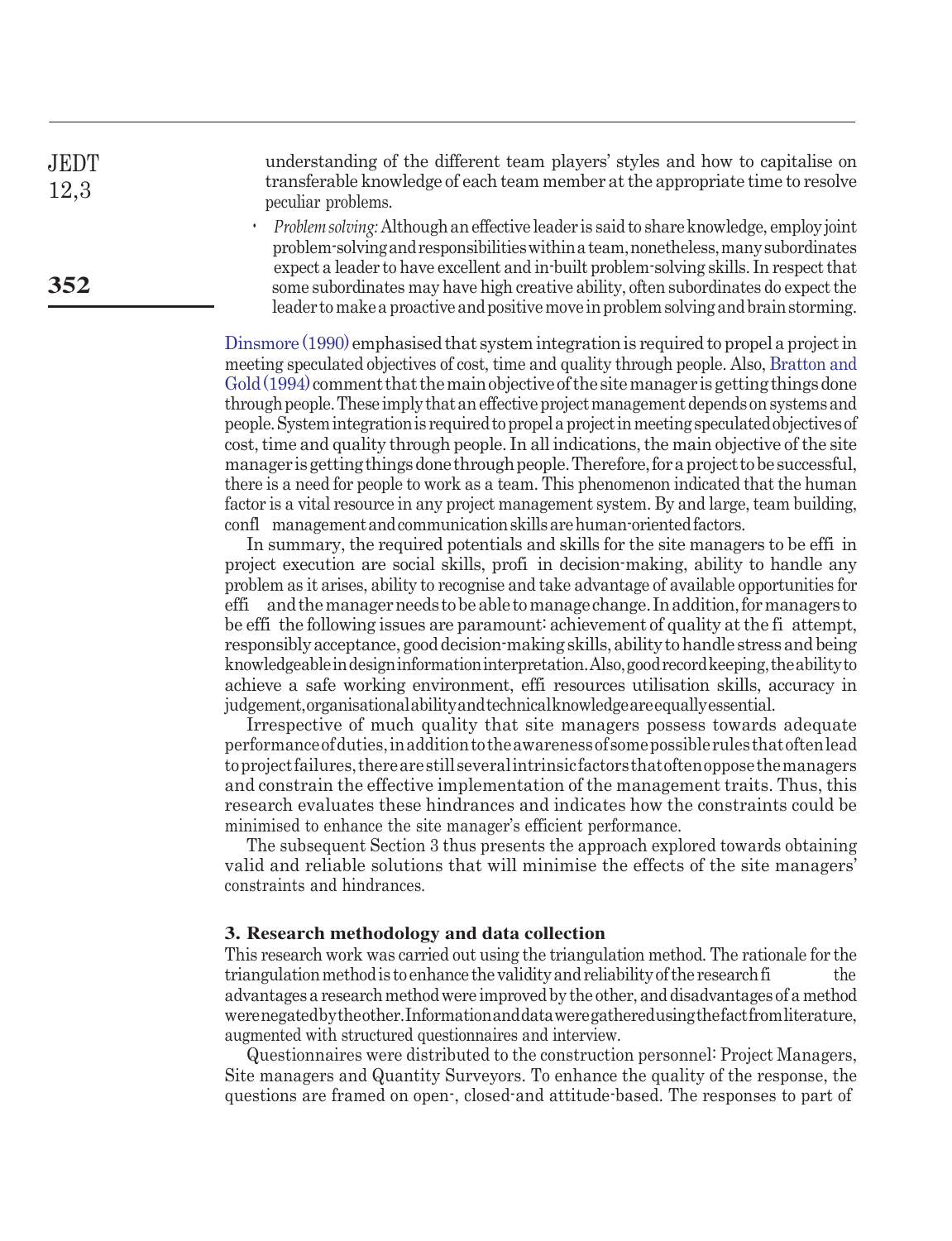understanding of the different team players' styles and how to capitalise on transferable knowledge of each team member at the appropriate time to resolve peculiar problems.

- *Problem solving:* Although an effective leader is said to share knowledge, employ joint problem-solving and responsibilities within a team, nonetheless, many subordinates expect a leader to have excellent and in-built problem-solving skills. In respect that some subordinates may have high creative ability, often subordinates do expect the leader to make a proactive and positive move in problem solving and brain storming.

Dinsmore (1990) emphasised that system integration is required to propel a project in meeting speculated objectives of cost, time and quality through people. Also, Bratton and Gold (1994) comment that the main objective of the site manager is getting things done through people. These imply that an effective project management depends on systems and people. System integration is required to propel a project in meeting speculated objectives of cost, time and quality through people. In all indications, the main objective of the site manager is getting things done through people. Therefore, for a project to be successful, there is a need for people to work as a team. This phenomenon indicated that the human factor is a vital resource in any project management system. By and large, team building, confl management and communication skills are human-oriented factors.

In summary, the required potentials and skills for the site managers to be effi in project execution are social skills, profi in decision-making, ability to handle any problem as it arises, ability to recognise and take advantage of available opportunities for effi and the manager needs to be able to manage change. In addition, for managers to be effi the following issues are paramount: achievement of quality at the fi attempt, responsibly acceptance, good decision-making skills, ability to handle stress and being knowledgeable in design information interpretation. Also, good record keeping, the ability to achieve a safe working environment, effi resources utilisation skills, accuracy in judgement, organisational ability and technical knowledge are equally essential.

Irrespective of much quality that site managers possess towards adequate performance of duties, in addition to the awareness of some possible rules that often lead to project failures, there are still several intrinsic factors that often oppose the managers and constrain the effective implementation of the management traits. Thus, this research evaluates these hindrances and indicates how the constraints could be minimised to enhance the site manager's efficient performance.

The subsequent Section 3 thus presents the approach explored towards obtaining valid and reliable solutions that will minimise the effects of the site managers' constraints and hindrances.

## 3. Research methodology and data collection

This research work was carried out using the triangulation method. The rationale for the triangulation method is to enhance the validity and reliability of the research fi the advantages a research method were improved by the other, and disadvantages of a method were negated by the other. Information and data were gathered using the fact from literature, augmented with structured questionnaires and interview.

Questionnaires were distributed to the construction personnel: Project Managers, Site managers and Quantity Surveyors. To enhance the quality of the response, the questions are framed on open-, closed-and attitude-based. The responses to part of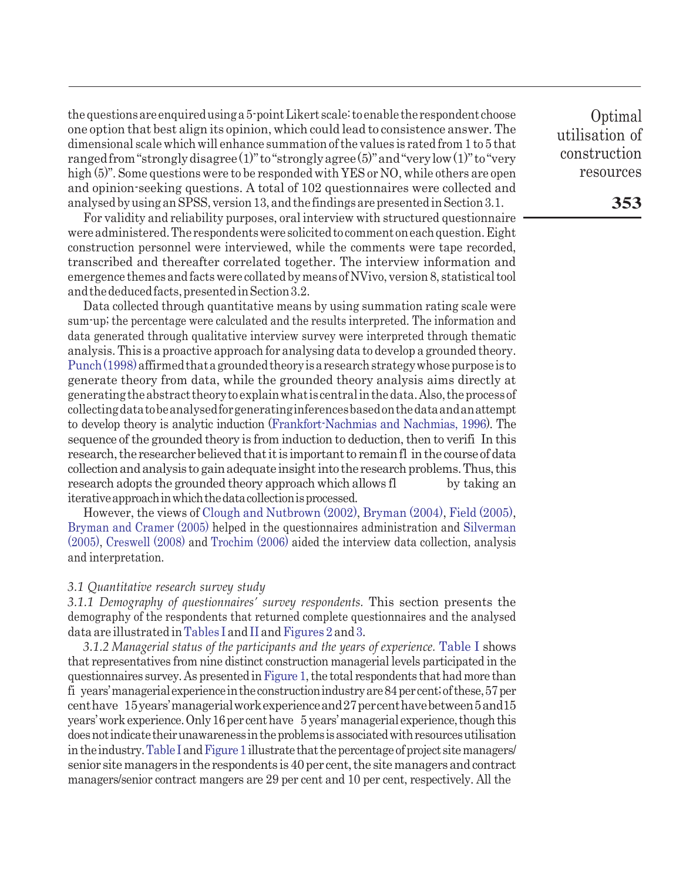the questions are enquired using a 5-point Likert scale: to enable the respondent choose one option that best align its opinion, which could lead to consistence answer. The dimensional scale which will enhance summation of the values is rated from 1 to 5 that ranged from "strongly disagree (1)" to "strongly agree (5)" and "very low (1)" to "very high (5)". Some questions were to be responded with YES or NO, while others are open and opinion-seeking questions. A total of 102 questionnaires were collected and analysed by using an SPSS, version 13, and the findings are presented in Section 3.1.

For validity and reliability purposes, oral interview with structured questionnaire were administered. The respondents were solicited to comment on each question. Eight construction personnel were interviewed, while the comments were tape recorded, transcribed and thereafter correlated together. The interview information and emergence themes and facts were collated by means of NVivo, version 8, statistical tool and the deduced facts, presented in Section 3.2.

Data collected through quantitative means by using summation rating scale were sum-up; the percentage were calculated and the results interpreted. The information and data generated through qualitative interview survey were interpreted through thematic analysis. This is a proactive approach for analysing data to develop a grounded theory. Punch (1998) affirmed that a grounded theory is a research strategy whose purpose is to generate theory from data, while the grounded theory analysis aims directly at generating the abstract theory to explain what is central in the data. Also, the process of collecting data to be analysed for generating inferences based on the data and an attempt to develop theory is analytic induction (Frankfort-Nachmias and Nachmias, 1996). The sequence of the grounded theory is from induction to deduction, then to verifi In this research, the researcher believed that it is important to remain fl in the course of data collection and analysis to gain adequate insight into the research problems. Thus, this research adopts the grounded theory approach which allows fl by taking an iterative approach in which the data collection is processed.

However, the views of Clough and Nutbrown (2002), Bryman (2004), Field (2005), Bryman and Cramer (2005) helped in the questionnaires administration and Silverman (2005), Creswell (2008) and Trochim (2006) aided the interview data collection, analysis and interpretation.

*3.1 Quantitative research survey study*

*3.1.1 Demography of questionnaires' survey respondents.* This section presents the demography of the respondents that returned complete questionnaires and the analysed data are illustrated in Tables I and II and Figures 2 and 3.

*3.1.2 Managerial status of the participants and the years of experience.* Table I shows that representatives from nine distinct construction managerial levels participated in the questionnaires survey. As presented in Figure 1, the total respondents that had more than fi years' managerial experience in the construction industry are 84 per cent; of these, 57 per cent have 15 years' managerial work experience and 27 per cent have between 5 and 15 years' work experience. Only 16 per cent have 5 years' managerial experience, though this does not indicate their unawareness in the problems is associated with resources utilisation in the industry. Table I and Figure 1 illustrate that the percentage of project site managers/ senior site managers in the respondents is 40 per cent, the site managers and contract managers/senior contract mangers are 29 per cent and 10 per cent, respectively. All the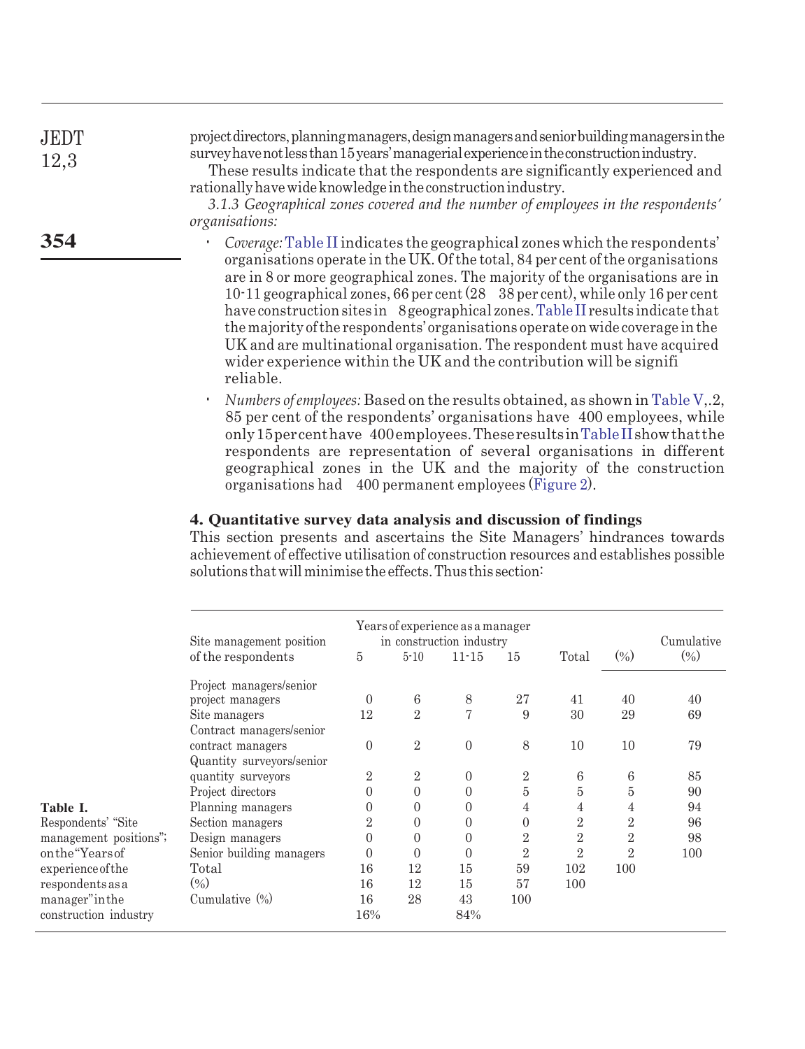project directors, planning managers, design managers and senior building managers in the survey have not less than 15 years' managerial experience in the construction industry.

These results indicate that the respondents are significantly experienced and rationally have wide knowledge in the construction industry.

*3.1.3 Geographical zones covered and the number of employees in the respondents' organisations:*

- *Coverage:* Table II indicates the geographical zones which the respondents' organisations operate in the UK. Of the total, 84 per cent of the organisations are in 8 or more geographical zones. The majority of the organisations are in 10-11 geographical zones, 66 per cent (28 38 per cent), while only 16 per cent have construction sites in 8 geographical zones. Table II results indicate that the majority of the respondents' organisations operate on wide coverage in the UK and are multinational organisation. The respondent must have acquired wider experience within the UK and the contribution will be signifi reliable.
- *Numbers of employees:* Based on the results obtained, as shown in Table V,.2, 85 per cent of the respondents' organisations have 400 employees, while only 15 per cent have 400 employees. These results in Table II show that the respondents are representation of several organisations in different geographical zones in the UK and the majority of the construction organisations had 400 permanent employees (Figure 2).

## 4. Quantitative survey data analysis and discussion of findings

This section presents and ascertains the Site Managers' hindrances towards achievement of effective utilisation of construction resources and establishes possible solutions that will minimise the effects. Thus this section:

**Table I.** Respondents' "Site management positions"; on the "Years of experience of the respondents as a manager" in the construction industry

| Site management position of the respondents | Years of experience as a manager in construction industry | | | | Total | (%) | Cumulative (%) |
|---|---|---|---|---|---|---|---|
| | 5 | 5-10 | 11-15 | 15 | | | |
| Project managers/senior project managers | 0 | 6 | 8 | 27 | 41 | 40 | 40 |
| Site managers | 12 | 2 | 7 | 9 | 30 | 29 | 69 |
| Contract managers/senior contract managers | 0 | 2 | 0 | 8 | 10 | 10 | 79 |
| Quantity surveyors/senior quantity surveyors | 2 | 2 | 0 | 2 | 6 | 6 | 85 |
| Project directors | 0 | 0 | 0 | 5 | 5 | 5 | 90 |
| Planning managers | 0 | 0 | 0 | 4 | 4 | 4 | 94 |
| Section managers | 2 | 0 | 0 | 0 | 2 | 2 | 96 |
| Design managers | 0 | 0 | 0 | 2 | 2 | 2 | 98 |
| Senior building managers | 0 | 0 | 0 | 2 | 2 | 2 | 100 |
| Total | 16 | 12 | 15 | 59 | 102 | 100 | |
| (%) | 16 | 12 | 15 | 57 | 100 | | |
| Cumulative (%) | 16 | 28 | 43 | 100 | | | |
| | 16% | | 84% | | | | |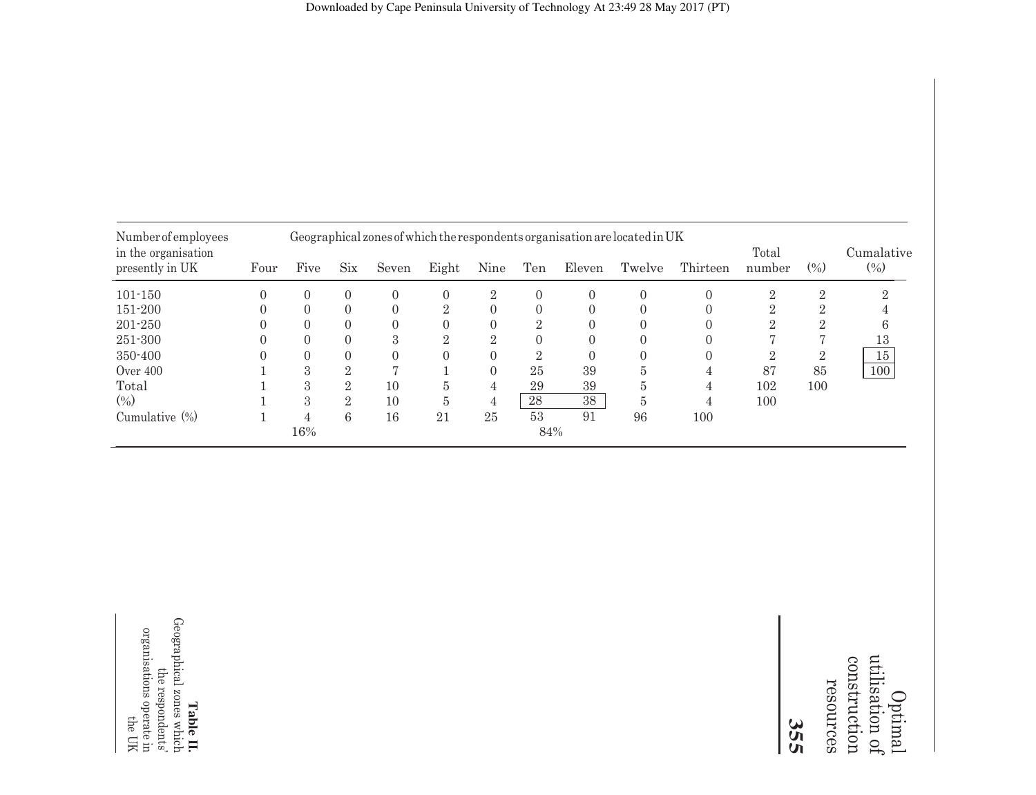**Table II.** Geographical zones which the respondents' organisations operate in the UK

| Number of employees in the organisation presently in UK | Geographical zones of which the respondents organisation are located in UK | | | | | | | | | | Total number | (%) | Cumalative (%) |
|---|---|---|---|---|---|---|---|---|---|---|---|---|---|
| | Four | Five | Six | Seven | Eight | Nine | Ten | Eleven | Twelve | Thirteen | | | |
| 101-150 | 0 | 0 | 0 | 0 | 0 | 2 | 0 | 0 | 0 | 0 | 2 | 2 | 2 |
| 151-200 | 0 | 0 | 0 | 0 | 2 | 0 | 0 | 0 | 0 | 0 | 2 | 2 | 4 |
| 201-250 | 0 | 0 | 0 | 0 | 0 | 0 | 2 | 0 | 0 | 0 | 2 | 2 | 6 |
| 251-300 | 0 | 0 | 0 | 3 | 2 | 2 | 0 | 0 | 0 | 0 | 7 | 7 | 13 |
| 350-400 | 0 | 0 | 0 | 0 | 0 | 0 | 2 | 0 | 0 | 0 | 2 | 2 | 15 |
| Over 400 | 1 | 3 | 2 | 7 | 1 | 0 | 25 | 39 | 5 | 4 | 87 | 85 | 100 |
| Total | 1 | 3 | 2 | 10 | 5 | 4 | 29 | 39 | 5 | 4 | 102 | 100 | |
| (%) | 1 | 3 | 2 | 10 | 5 | 4 | 28 | 38 | 5 | 4 | 100 | | |
| Cumulative (%) | 1 | 4 | 6 | 16 | 21 | 25 | 53 | 91 | 96 | 100 | | | |
| | | 16% | | | | | 84% | | | | | | |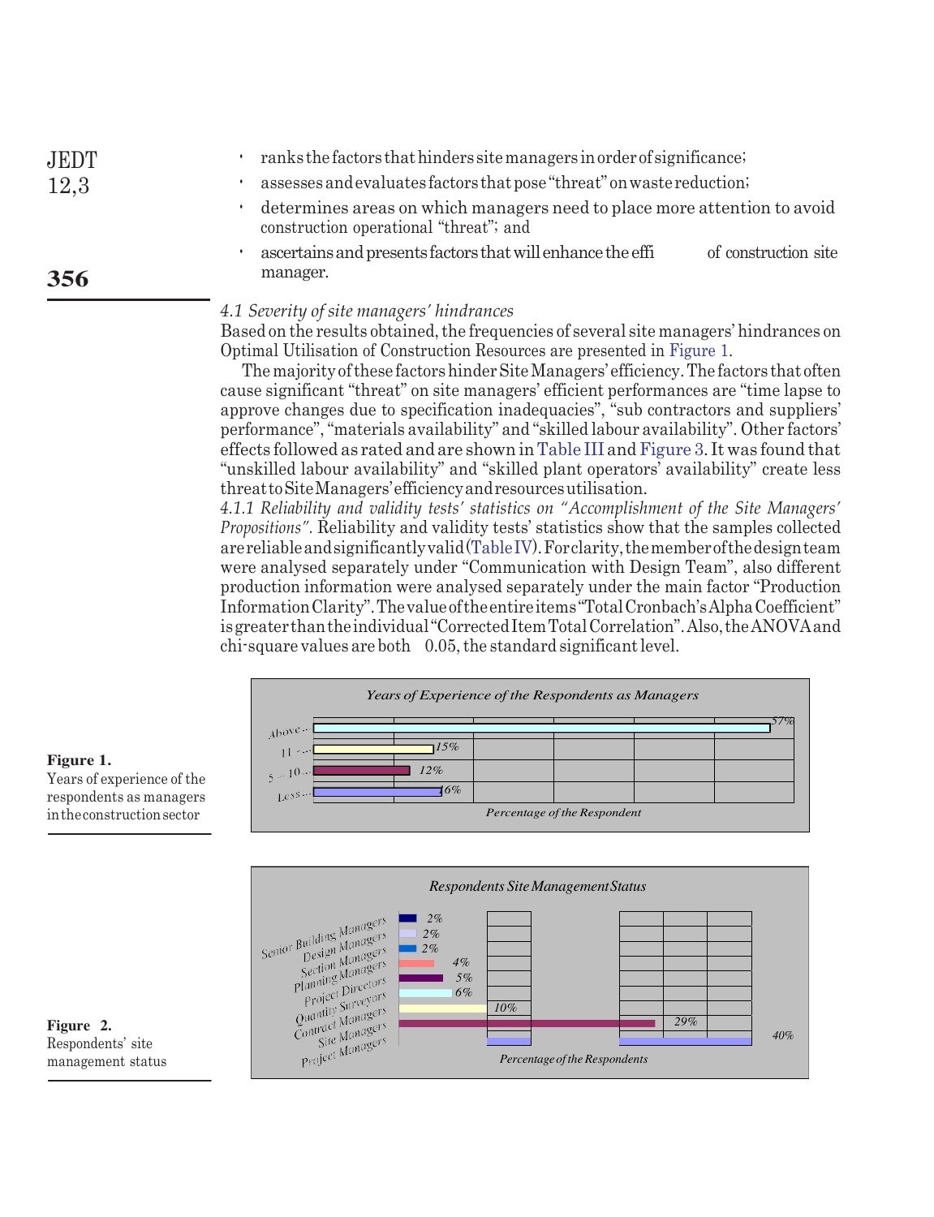- ranks the factors that hinders site managers in order of significance;
- assesses and evaluates factors that pose "threat" on waste reduction;
- determines areas on which managers need to place more attention to avoid construction operational "threat"; and
- ascertains and presents factors that will enhance the effi of construction site manager.

*4.1 Severity of site managers' hindrances*

Based on the results obtained, the frequencies of several site managers' hindrances on Optimal Utilisation of Construction Resources are presented in Figure 1.

The majority of these factors hinder Site Managers' efficiency. The factors that often cause significant "threat" on site managers' efficient performances are "time lapse to approve changes due to specification inadequacies", "sub contractors and suppliers' performance", "materials availability" and "skilled labour availability". Other factors' effects followed as rated and are shown in Table III and Figure 3. It was found that "unskilled labour availability" and "skilled plant operators' availability" create less threat to Site Managers' efficiency and resources utilisation.

*4.1.1 Reliability and validity tests' statistics on "Accomplishment of the Site Managers' Propositions".* Reliability and validity tests' statistics show that the samples collected are reliable and significantly valid (Table IV). For clarity, the member of the design team were analysed separately under "Communication with Design Team", also different production information were analysed separately under the main factor "Production Information Clarity". The value of the entire items "Total Cronbach's Alpha Coefficient" is greater than the individual "Corrected Item Total Correlation". Also, the ANOVA and chi-square values are both 0.05, the standard significant level.

**Figure 1.** Years of experience of the respondents as managers in the construction sector

**Figure 2.** Respondents' site management status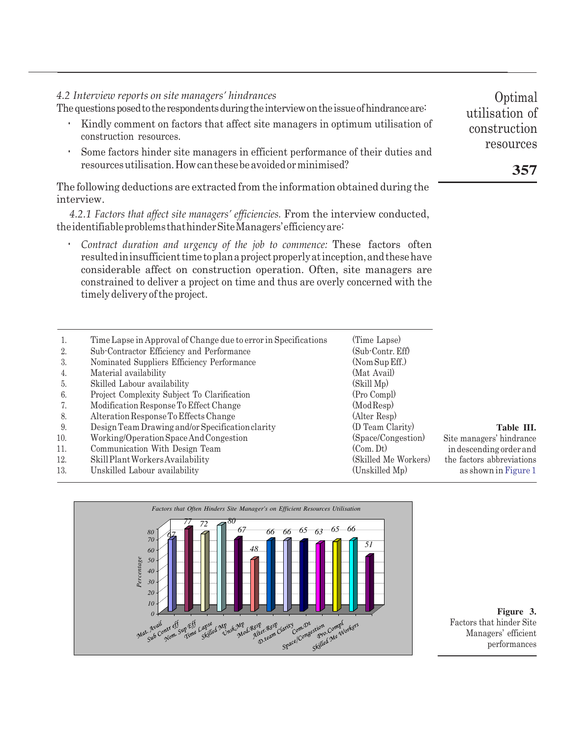### 4.2 Interview reports on site managers' hindrances

The questions posed to the respondents during the interview on the issue of hindrance are:

- Kindly comment on factors that affect site managers in optimum utilisation of construction resources.
- Some factors hinder site managers in efficient performance of their duties and resources utilisation. How can these be avoided or minimised?

The following deductions are extracted from the information obtained during the interview.

*4.2.1 Factors that affect site managers' efficiencies.* From the interview conducted, the identifiable problems that hinder Site Managers' efficiency are:

- *Contract duration and urgency of the job to commence:* These factors often resulted in insufficient time to plan a project properly at inception, and these have considerable affect on construction operation. Often, site managers are constrained to deliver a project on time and thus are overly concerned with the timely delivery of the project.

| | | |
|---|---|---|
| 1. | Time Lapse in Approval of Change due to error in Specifications | (Time Lapse) |
| 2. | Sub-Contractor Efficiency and Performance | (Sub-Contr. Eff) |
| 3. | Nominated Suppliers Efficiency Performance | (Nom Sup Eff.) |
| 4. | Material availability | (Mat Avail) |
| 5. | Skilled Labour availability | (Skill Mp) |
| 6. | Project Complexity Subject To Clarification | (Pro Compl) |
| 7. | Modification Response To Effect Change | (Mod Resp) |
| 8. | Alteration Response To Effects Change | (Alter Resp) |
| 9. | Design Team Drawing and/or Specification clarity | (D Team Clarity) |
| 10. | Working/Operation Space And Congestion | (Space/Congestion) |
| 11. | Communication With Design Team | (Com. Dt) |
| 12. | Skill Plant Workers Availability | (Skilled Me Workers) |
| 13. | Unskilled Labour availability | (Unskilled Mp) |

**Table III.** Site managers' hindrance in descending order and the factors abbreviations as shown in Figure 1

**Figure 3.** Factors that hinder Site Managers' efficient performances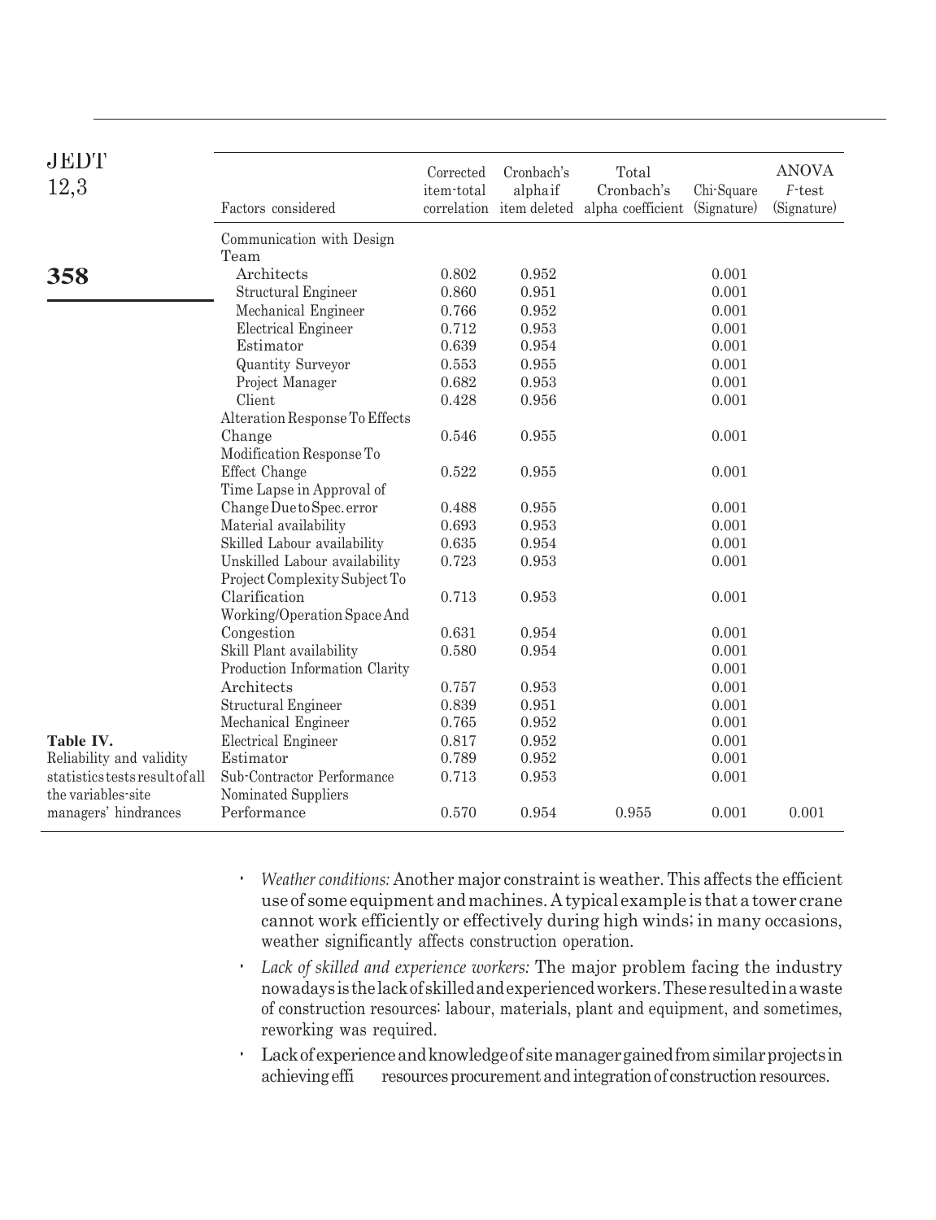Table IV. Reliability and validity statistics tests result of all the variables-site managers' hindrances

| Factors considered | Corrected item-total correlation | Cronbach's alpha if item deleted | Total Cronbach's alpha coefficient | Chi-Square (Signature) | ANOVA *F*-test (Signature) |
|---|---|---|---|---|---|
| Communication with Design Team | | | | | |
| Architects | 0.802 | 0.952 | | 0.001 | |
| Structural Engineer | 0.860 | 0.951 | | 0.001 | |
| Mechanical Engineer | 0.766 | 0.952 | | 0.001 | |
| Electrical Engineer | 0.712 | 0.953 | | 0.001 | |
| Estimator | 0.639 | 0.954 | | 0.001 | |
| Quantity Surveyor | 0.553 | 0.955 | | 0.001 | |
| Project Manager | 0.682 | 0.953 | | 0.001 | |
| Client | 0.428 | 0.956 | | 0.001 | |
| Alteration Response To Effects Change | 0.546 | 0.955 | | 0.001 | |
| Modification Response To Effect Change | 0.522 | 0.955 | | 0.001 | |
| Time Lapse in Approval of Change Due to Spec. error | 0.488 | 0.955 | | 0.001 | |
| Material availability | 0.693 | 0.953 | | 0.001 | |
| Skilled Labour availability | 0.635 | 0.954 | | 0.001 | |
| Unskilled Labour availability | 0.723 | 0.953 | | 0.001 | |
| Project Complexity Subject To Clarification | 0.713 | 0.953 | | 0.001 | |
| Working/Operation Space And Congestion | 0.631 | 0.954 | | 0.001 | |
| Skill Plant availability | 0.580 | 0.954 | | 0.001 | |
| Production Information Clarity | | | | 0.001 | |
| Architects | 0.757 | 0.953 | | 0.001 | |
| Structural Engineer | 0.839 | 0.951 | | 0.001 | |
| Mechanical Engineer | 0.765 | 0.952 | | 0.001 | |
| Electrical Engineer | 0.817 | 0.952 | | 0.001 | |
| Estimator | 0.789 | 0.952 | | 0.001 | |
| Sub-Contractor Performance | 0.713 | 0.953 | | 0.001 | |
| Nominated Suppliers Performance | 0.570 | 0.954 | 0.955 | 0.001 | 0.001 |

- *Weather conditions:* Another major constraint is weather. This affects the efficient use of some equipment and machines. A typical example is that a tower crane cannot work efficiently or effectively during high winds; in many occasions, weather significantly affects construction operation.
- *Lack of skilled and experience workers:* The major problem facing the industry nowadays is the lack of skilled and experienced workers. These resulted in a waste of construction resources: labour, materials, plant and equipment, and sometimes, reworking was required.
- Lack of experience and knowledge of site manager gained from similar projects in achieving effi resources procurement and integration of construction resources.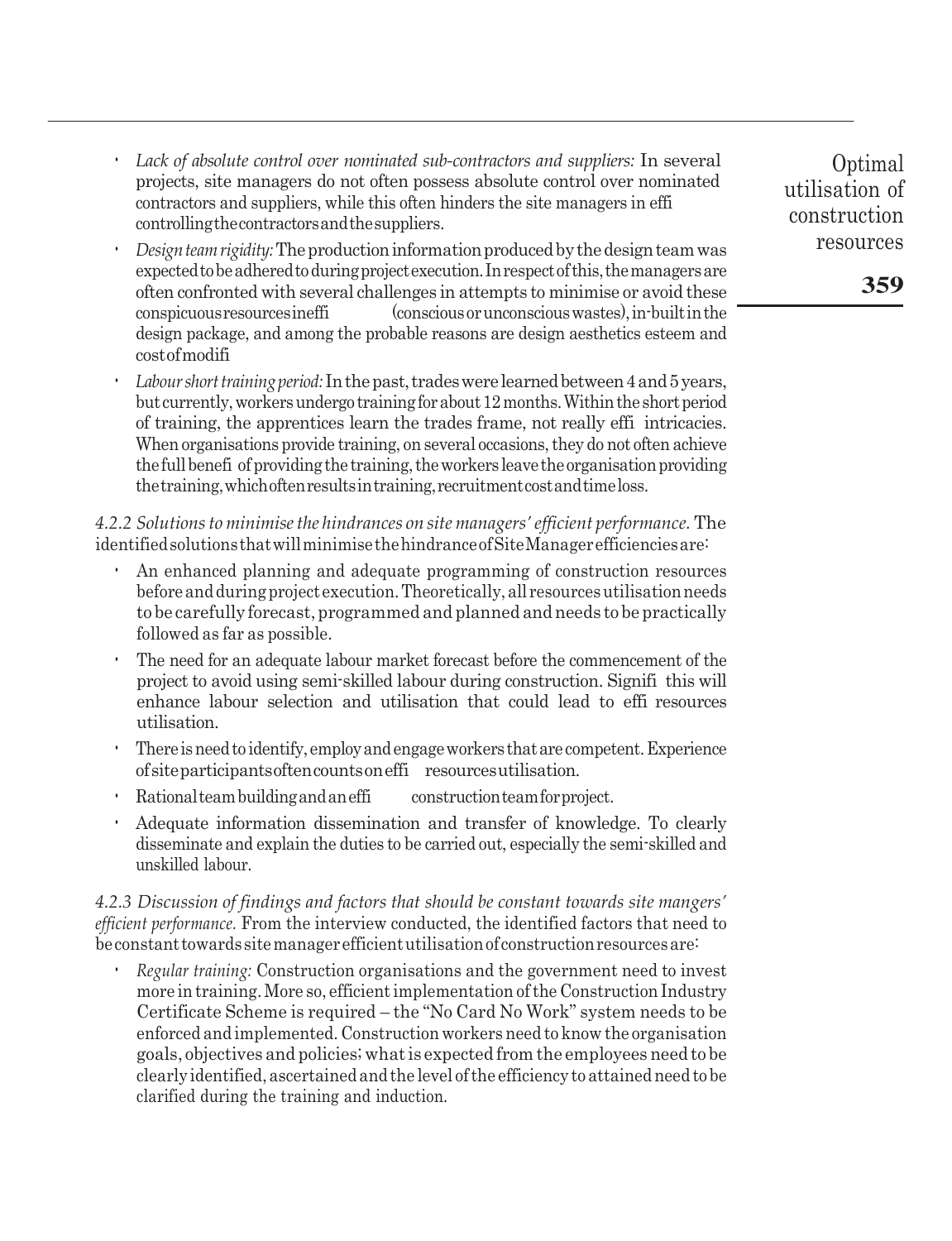- *Lack of absolute control over nominated sub-contractors and suppliers:* In several projects, site managers do not often possess absolute control over nominated contractors and suppliers, while this often hinders the site managers in effi controlling the contractors and the suppliers.
- *Design team rigidity:* The production information produced by the design team was expected to be adhered to during project execution. In respect of this, the managers are often confronted with several challenges in attempts to minimise or avoid these conspicuous resources ineffi (conscious or unconscious wastes), in-built in the design package, and among the probable reasons are design aesthetics esteem and cost of modifi
- *Labour short training period:* In the past, trades were learned between 4 and 5 years, but currently, workers undergo training for about 12 months. Within the short period of training, the apprentices learn the trades frame, not really effi intricacies. When organisations provide training, on several occasions, they do not often achieve the full benefi of providing the training, the workers leave the organisation providing the training, which often results in training, recruitment cost and time loss.

*4.2.2 Solutions to minimise the hindrances on site managers' efficient performance.* The identified solutions that will minimise the hindrance of Site Manager efficiencies are:

- An enhanced planning and adequate programming of construction resources before and during project execution. Theoretically, all resources utilisation needs to be carefully forecast, programmed and planned and needs to be practically followed as far as possible.
- The need for an adequate labour market forecast before the commencement of the project to avoid using semi-skilled labour during construction. Signifi this will enhance labour selection and utilisation that could lead to effi resources utilisation.
- There is need to identify, employ and engage workers that are competent. Experience of site participants often counts on effi resources utilisation.
- Rational team building and an effi construction team for project.
- Adequate information dissemination and transfer of knowledge. To clearly disseminate and explain the duties to be carried out, especially the semi-skilled and unskilled labour.

*4.2.3 Discussion of findings and factors that should be constant towards site mangers' efficient performance.* From the interview conducted, the identified factors that need to be constant towards site manager efficient utilisation of construction resources are:

- *Regular training:* Construction organisations and the government need to invest more in training. More so, efficient implementation of the Construction Industry Certificate Scheme is required – the "No Card No Work" system needs to be enforced and implemented. Construction workers need to know the organisation goals, objectives and policies; what is expected from the employees need to be clearly identified, ascertained and the level of the efficiency to attained need to be clarified during the training and induction.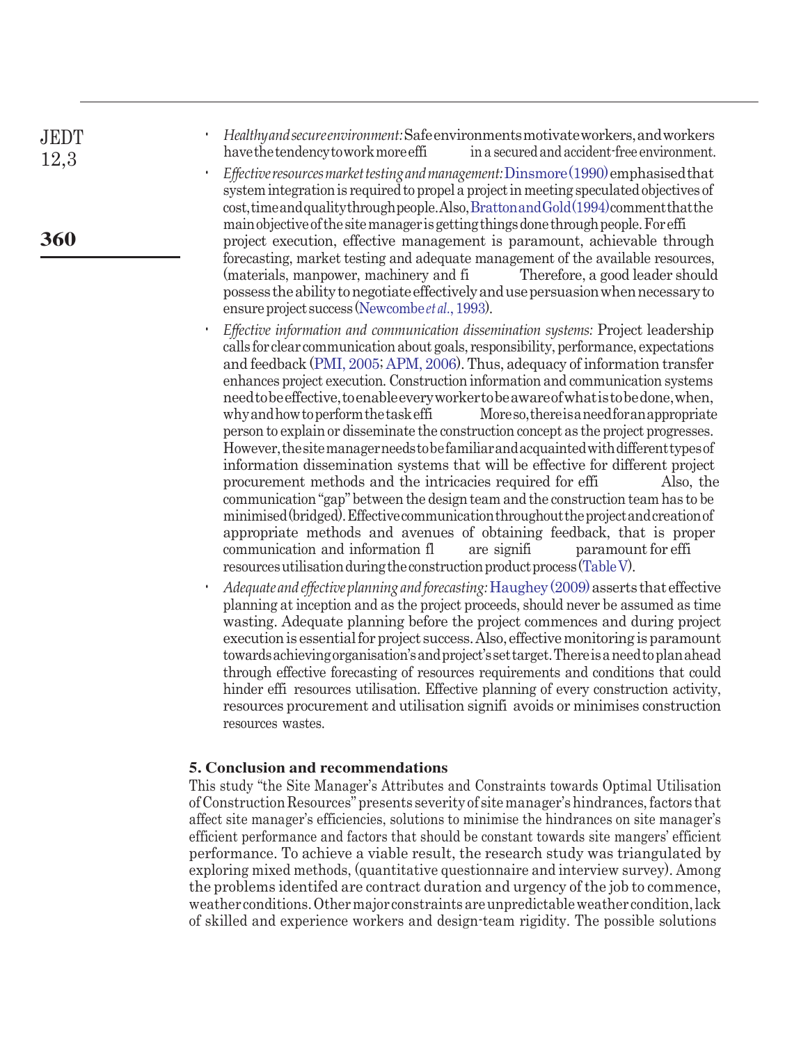- *Healthy and secure environment:* Safe environments motivate workers, and workers have the tendency to work more effi in a secured and accident-free environment.
- *Effective resources market testing and management:* Dinsmore (1990) emphasised that system integration is required to propel a project in meeting speculated objectives of cost, time and quality through people. Also, Bratton and Gold (1994) comment that the main objective of the site manager is getting things done through people. For effi project execution, effective management is paramount, achievable through forecasting, market testing and adequate management of the available resources, (materials, manpower, machinery and fi Therefore, a good leader should possess the ability to negotiate effectively and use persuasion when necessary to ensure project success (Newcombe *et al.*, 1993).
- *Effective information and communication dissemination systems:* Project leadership calls for clear communication about goals, responsibility, performance, expectations and feedback (PMI, 2005; APM, 2006). Thus, adequacy of information transfer enhances project execution. Construction information and communication systems need to be effective, to enable every worker to be aware of what is to be done, when, why and how to perform the task effi More so, there is a need for an appropriate person to explain or disseminate the construction concept as the project progresses. However, the site manager needs to be familiar and acquainted with different types of information dissemination systems that will be effective for different project procurement methods and the intricacies required for effi Also, the communication "gap" between the design team and the construction team has to be minimised (bridged). Effective communication throughout the project and creation of appropriate methods and avenues of obtaining feedback, that is proper communication and information fl are signifi paramount for effi resources utilisation during the construction product process (Table V).
- *Adequate and effective planning and forecasting:* Haughey (2009) asserts that effective planning at inception and as the project proceeds, should never be assumed as time wasting. Adequate planning before the project commences and during project execution is essential for project success. Also, effective monitoring is paramount towards achieving organisation's and project's set target. There is a need to plan ahead through effective forecasting of resources requirements and conditions that could hinder effi resources utilisation. Effective planning of every construction activity, resources procurement and utilisation signifi avoids or minimises construction resources wastes.

## 5. Conclusion and recommendations

This study "the Site Manager's Attributes and Constraints towards Optimal Utilisation of Construction Resources" presents severity of site manager's hindrances, factors that affect site manager's efficiencies, solutions to minimise the hindrances on site manager's efficient performance and factors that should be constant towards site mangers' efficient performance. To achieve a viable result, the research study was triangulated by exploring mixed methods, (quantitative questionnaire and interview survey). Among the problems identifed are contract duration and urgency of the job to commence, weather conditions. Other major constraints are unpredictable weather condition, lack of skilled and experience workers and design-team rigidity. The possible solutions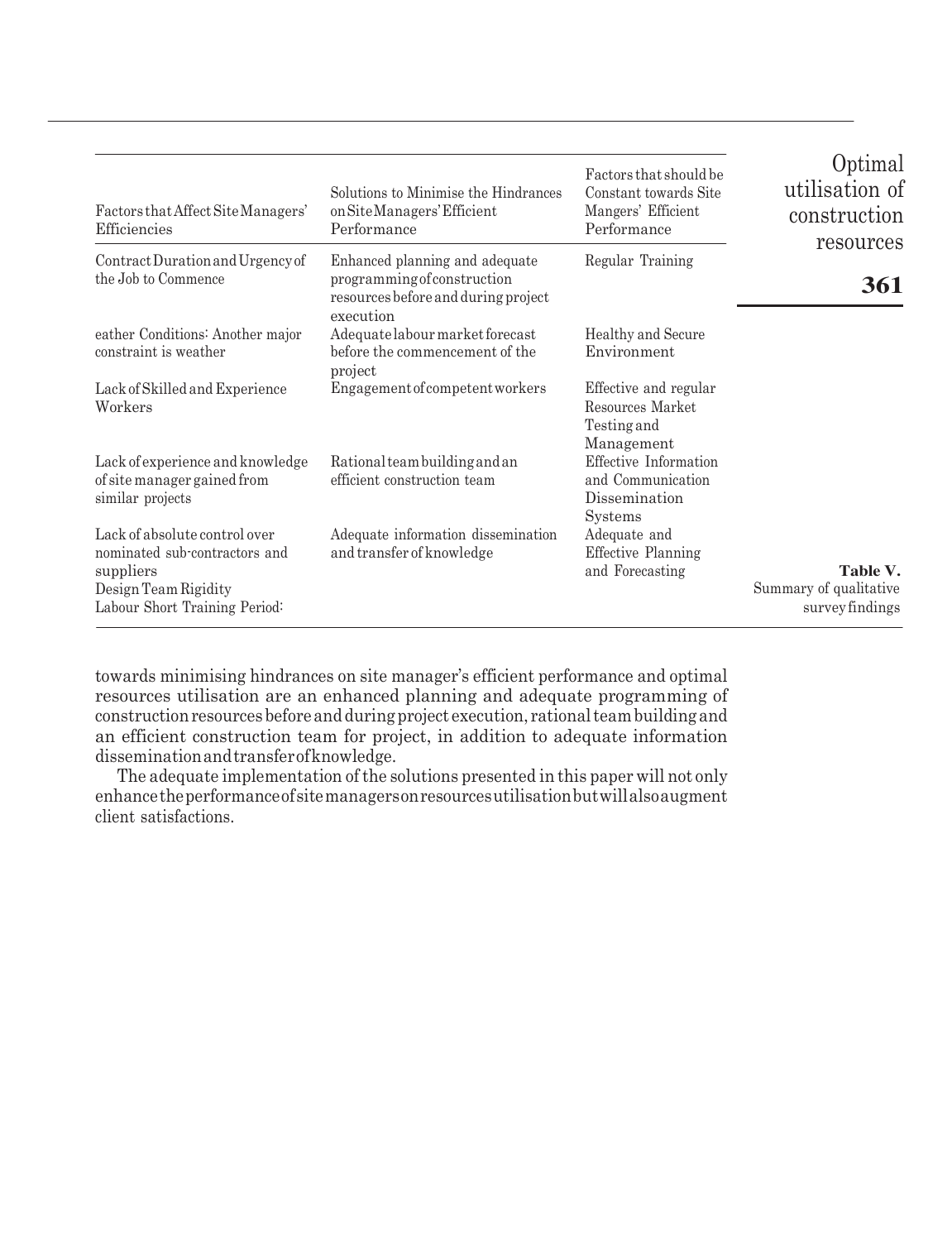| Factors that Affect Site Managers' Efficiencies | Solutions to Minimise the Hindrances on Site Managers' Efficient Performance | Factors that should be Constant towards Site Mangers' Efficient Performance |
|---|---|---|
| Contract Duration and Urgency of the Job to Commence | Enhanced planning and adequate programming of construction resources before and during project execution | Regular Training |
| eather Conditions: Another major constraint is weather | Adequate labour market forecast before the commencement of the project | Healthy and Secure Environment |
| Lack of Skilled and Experience Workers | Engagement of competent workers | Effective and regular Resources Market Testing and Management |
| Lack of experience and knowledge of site manager gained from similar projects | Rational team building and an efficient construction team | Effective Information and Communication Dissemination Systems |
| Lack of absolute control over nominated sub-contractors and suppliers | Adequate information dissemination and transfer of knowledge | Adequate and Effective Planning and Forecasting |
| Design Team Rigidity | | |
| Labour Short Training Period: | | |

**Table V.** Summary of qualitative survey findings

towards minimising hindrances on site manager's efficient performance and optimal resources utilisation are an enhanced planning and adequate programming of construction resources before and during project execution, rational team building and an efficient construction team for project, in addition to adequate information dissemination and transfer of knowledge.

The adequate implementation of the solutions presented in this paper will not only enhance the performance of site managers on resources utilisation but will also augment client satisfactions.